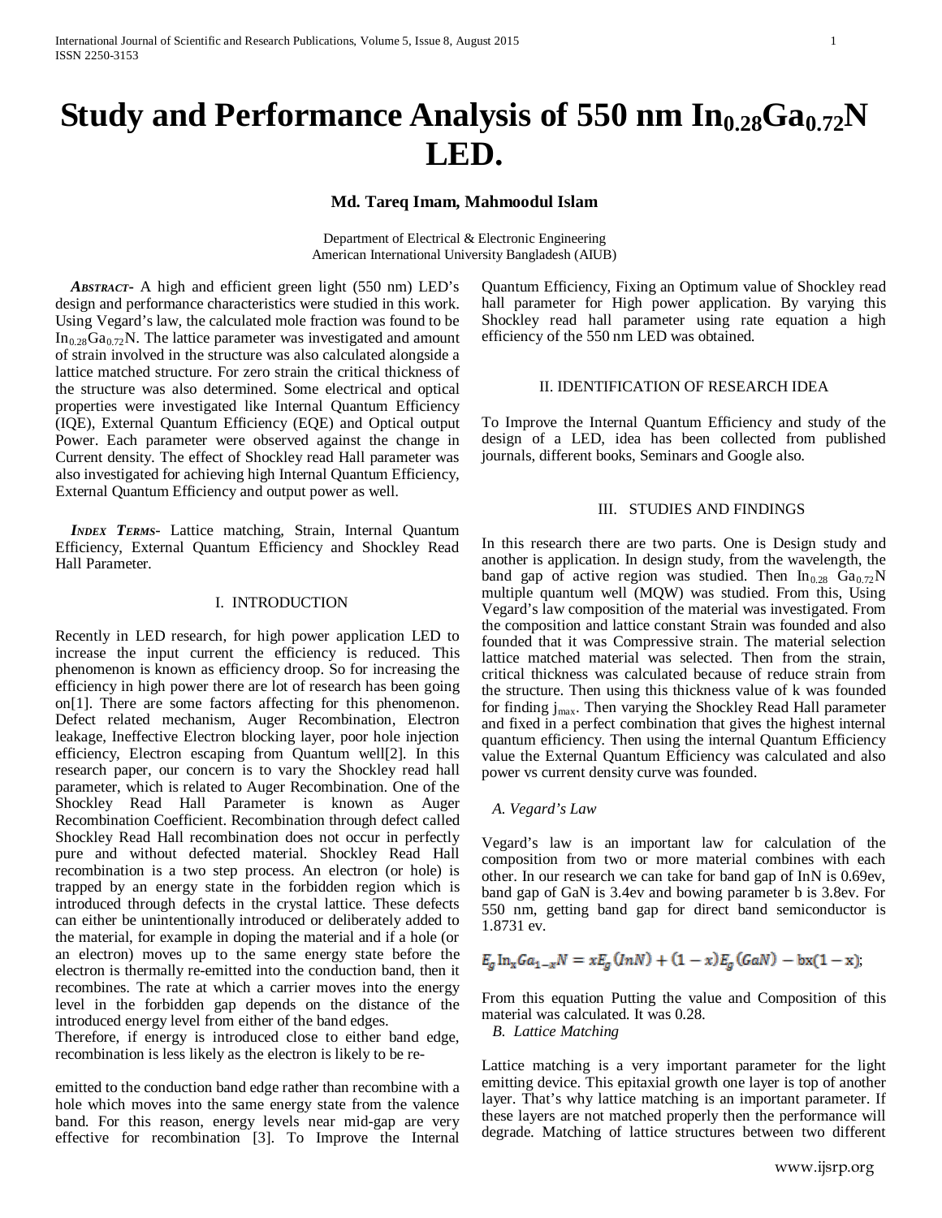# Study and Performance Analysis of 550 nm $In_{0.28}Ga_{0.72}N$ LED.

**Md. Tareq Imam, Mahmoodul Islam**

Department of Electrical & Electronic Engineering
American International University Bangladesh (AIUB)

***Abstract-*** A high and efficient green light (550 nm) LED's design and performance characteristics were studied in this work. Using Vegard's law, the calculated mole fraction was found to be $In_{0.28}Ga_{0.72}N$. The lattice parameter was investigated and amount of strain involved in the structure was also calculated alongside a lattice matched structure. For zero strain the critical thickness of the structure was also determined. Some electrical and optical properties were investigated like Internal Quantum Efficiency (IQE), External Quantum Efficiency (EQE) and Optical output Power. Each parameter were observed against the change in Current density. The effect of Shockley read Hall parameter was also investigated for achieving high Internal Quantum Efficiency, External Quantum Efficiency and output power as well.

***Index Terms-*** Lattice matching, Strain, Internal Quantum Efficiency, External Quantum Efficiency and Shockley Read Hall Parameter.

## I. INTRODUCTION

Recently in LED research, for high power application LED to increase the input current the efficiency is reduced. This phenomenon is known as efficiency droop. So for increasing the efficiency in high power there are lot of research has been going on[1]. There are some factors affecting for this phenomenon. Defect related mechanism, Auger Recombination, Electron leakage, Ineffective Electron blocking layer, poor hole injection efficiency, Electron escaping from Quantum well[2]. In this research paper, our concern is to vary the Shockley read hall parameter, which is related to Auger Recombination. One of the Shockley Read Hall Parameter is known as Auger Recombination Coefficient. Recombination through defect called Shockley Read Hall recombination does not occur in perfectly pure and without defected material. Shockley Read Hall recombination is a two step process. An electron (or hole) is trapped by an energy state in the forbidden region which is introduced through defects in the crystal lattice. These defects can either be unintentionally introduced or deliberately added to the material, for example in doping the material and if a hole (or an electron) moves up to the same energy state before the electron is thermally re-emitted into the conduction band, then it recombines. The rate at which a carrier moves into the energy level in the forbidden gap depends on the distance of the introduced energy level from either of the band edges.
Therefore, if energy is introduced close to either band edge, recombination is less likely as the electron is likely to be re-emitted to the conduction band edge rather than recombine with a hole which moves into the same energy state from the valence band. For this reason, energy levels near mid-gap are very effective for recombination [3]. To Improve the Internal Quantum Efficiency, Fixing an Optimum value of Shockley read hall parameter for High power application. By varying this Shockley read hall parameter using rate equation a high efficiency of the 550 nm LED was obtained.

## II. IDENTIFICATION OF RESEARCH IDEA

To Improve the Internal Quantum Efficiency and study of the design of a LED, idea has been collected from published journals, different books, Seminars and Google also.

## III. STUDIES AND FINDINGS

In this research there are two parts. One is Design study and another is application. In design study, from the wavelength, the band gap of active region was studied. Then $In_{0.28}$ $Ga_{0.72}N$ multiple quantum well (MQW) was studied. From this, Using Vegard's law composition of the material was investigated. From the composition and lattice constant Strain was founded and also founded that it was Compressive strain. The material selection lattice matched material was selected. Then from the strain, critical thickness was calculated because of reduce strain from the structure. Then using this thickness value of k was founded for finding $j_{max}$. Then varying the Shockley Read Hall parameter and fixed in a perfect combination that gives the highest internal quantum efficiency. Then using the internal Quantum Efficiency value the External Quantum Efficiency was calculated and also power vs current density curve was founded.

### A. Vegard's Law

Vegard's law is an important law for calculation of the composition from two or more material combines with each other. In our research we can take for band gap of InN is 0.69ev, band gap of GaN is 3.4ev and bowing parameter b is 3.8ev. For 550 nm, getting band gap for direct band semiconductor is 1.8731 ev.

$$E_g\, \mathrm{In}_x Ga_{1-x}N = xE_g\,(InN) + (1-x)E_g\,(GaN) - \mathrm{b}x(1-\mathrm{x});$$

From this equation Putting the value and Composition of this material was calculated. It was 0.28.

### B. Lattice Matching

Lattice matching is a very important parameter for the light emitting device. This epitaxial growth one layer is top of another layer. That's why lattice matching is an important parameter. If these layers are not matched properly then the performance will degrade. Matching of lattice structures between two different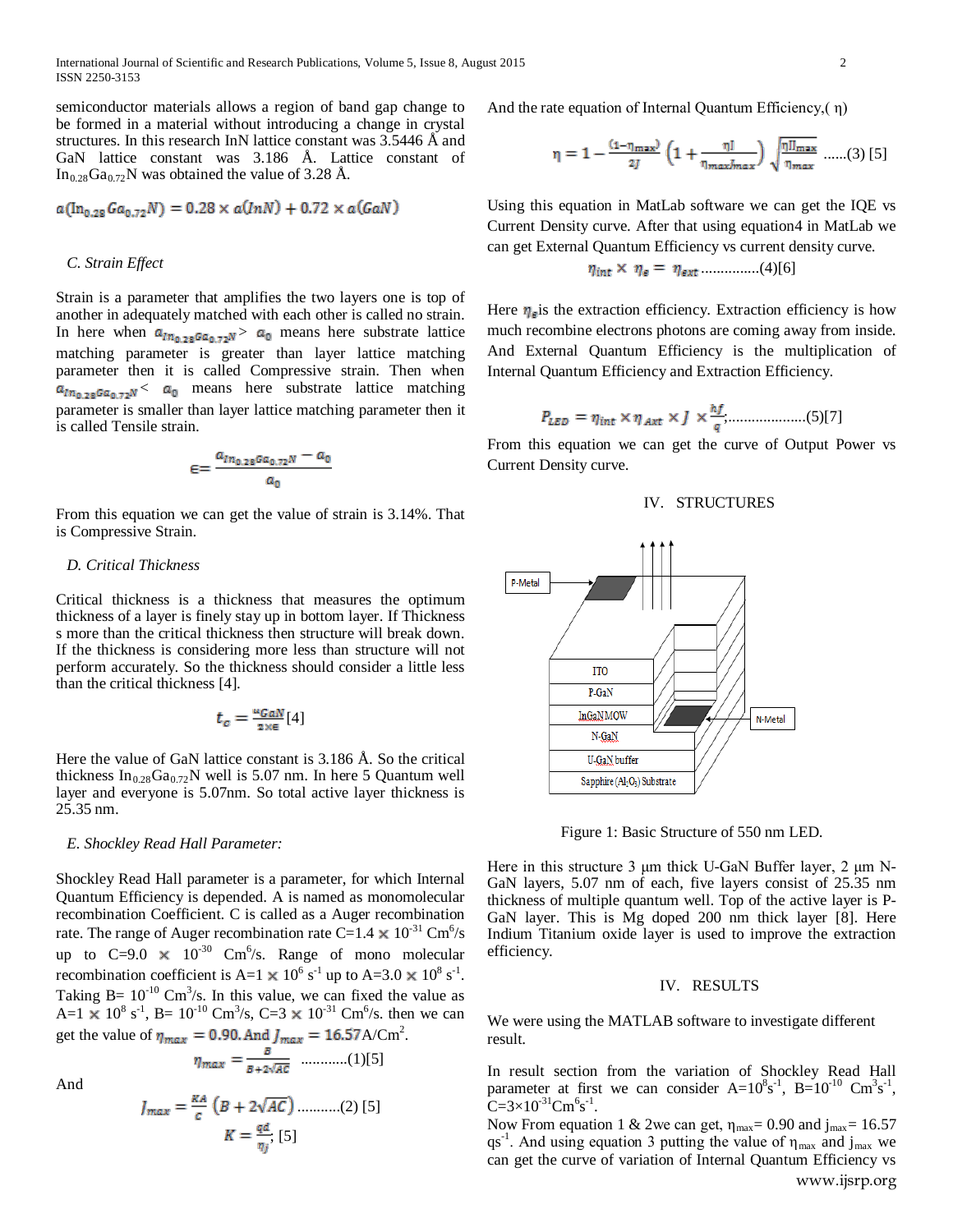semiconductor materials allows a region of band gap change to be formed in a material without introducing a change in crystal structures. In this research InN lattice constant was 3.5446 Å and GaN lattice constant was 3.186 Å. Lattice constant of $In_{0.28}Ga_{0.72}N$ was obtained the value of 3.28 Å.

$$a(In_{0.28}Ga_{0.72}N) = 0.28 \times a(InN) + 0.72 \times a(GaN)$$

### C. Strain Effect

Strain is a parameter that amplifies the two layers one is top of another in adequately matched with each other is called no strain. In here when $a_{In_{0.28}Ga_{0.72}N} > a_0$ means here substrate lattice matching parameter is greater than layer lattice matching parameter then it is called Compressive strain. Then when $a_{In_{0.28}Ga_{0.72}N} < a_0$ means here substrate lattice matching parameter is smaller than layer lattice matching parameter then it is called Tensile strain.

$$\epsilon = \frac{a_{In_{0.28}Ga_{0.72}N} - a_0}{a_0}$$

From this equation we can get the value of strain is 3.14%. That is Compressive Strain.

### D. Critical Thickness

Critical thickness is a thickness that measures the optimum thickness of a layer is finely stay up in bottom layer. If Thickness s more than the critical thickness then structure will break down. If the thickness is considering more less than structure will not perform accurately. So the thickness should consider a little less than the critical thickness [4].

$$t_c = \frac{a_{GaN}}{2 \times \epsilon} [4]$$

Here the value of GaN lattice constant is 3.186 Å. So the critical thickness $In_{0.28}Ga_{0.72}N$ well is 5.07 nm. In here 5 Quantum well layer and everyone is 5.07nm. So total active layer thickness is 25.35 nm.

### E. Shockley Read Hall Parameter:

Shockley Read Hall parameter is a parameter, for which Internal Quantum Efficiency is depended. A is named as monomolecular recombination Coefficient. C is called as a Auger recombination rate. The range of Auger recombination rate C=1.4 × $10^{-31}$ $Cm^6/s$ up to C=9.0 × $10^{-30}$ $Cm^6/s$. Range of mono molecular recombination coefficient is A=1 × $10^6$ $s^{-1}$ up to A=3.0 × $10^8$ $s^{-1}$. Taking B= $10^{-10}$ $Cm^3/s$. In this value, we can fixed the value as A=1 × $10^8$ $s^{-1}$, B= $10^{-10}$ $Cm^3/s$, C=3 × $10^{-31}$ $Cm^6/s$. then we can get the value of $\eta_{max} = 0.90$. And $J_{max} = 16.57$ A/$Cm^2$.

$$\eta_{max} = \frac{B}{B + 2\sqrt{AC}} \text{ ............(1)[5]}$$

And

$$J_{max} = \frac{KA}{C}\left(B + 2\sqrt{AC}\right) \text{ ...........(2) [5]}$$

$$K = \frac{qd}{\eta_j}; [5]$$

And the rate equation of Internal Quantum Efficiency,( η)

$$\eta = 1 - \frac{(1-\eta_{max})}{2J}\left(1 + \frac{\eta J}{\eta_{max} J_{max}}\right)\sqrt{\frac{\eta J_{max}}{\eta_{max}}} \text{ ......(3) [5]}$$

Using this equation in MatLab software we can get the IQE vs Current Density curve. After that using equation4 in MatLab we can get External Quantum Efficiency vs current density curve.

$$\eta_{int} \times \eta_e = \eta_{ext} \text{ ...............(4)[6]}$$

Here $\eta_e$ is the extraction efficiency. Extraction efficiency is how much recombine electrons photons are coming away from inside. And External Quantum Efficiency is the multiplication of Internal Quantum Efficiency and Extraction Efficiency.

$$P_{LED} = \eta_{int} \times \eta_{Ext} \times J \times \frac{hf}{q}; \text{ ...................(5)[7]}$$

From this equation we can get the curve of Output Power vs Current Density curve.

## IV. STRUCTURES

| Layers |
| --- |
| ITO |
| P-GaN |
| InGaN MQW |
| N-GaN |
| U-GaN buffer |
| Sapphire ($Al_2O_3$) Substrate |

P-Metal, N-Metal

Figure 1: Basic Structure of 550 nm LED.

Here in this structure 3 µm thick U-GaN Buffer layer, 2 µm N-GaN layers, 5.07 nm of each, five layers consist of 25.35 nm thickness of multiple quantum well. Top of the active layer is P-GaN layer. This is Mg doped 200 nm thick layer [8]. Here Indium Titanium oxide layer is used to improve the extraction efficiency.

## IV. RESULTS

We were using the MATLAB software to investigate different result.

In result section from the variation of Shockley Read Hall parameter at first we can consider A=$10^8$$s^{-1}$, B=$10^{-10}$ $Cm^3s^{-1}$, C=3×$10^{-31}$$Cm^6s^{-1}$.

Now From equation 1 & 2we can get, $\eta_{max}$= 0.90 and $j_{max}$= 16.57 $qs^{-1}$. And using equation 3 putting the value of $\eta_{max}$ and $j_{max}$ we can get the curve of variation of Internal Quantum Efficiency vs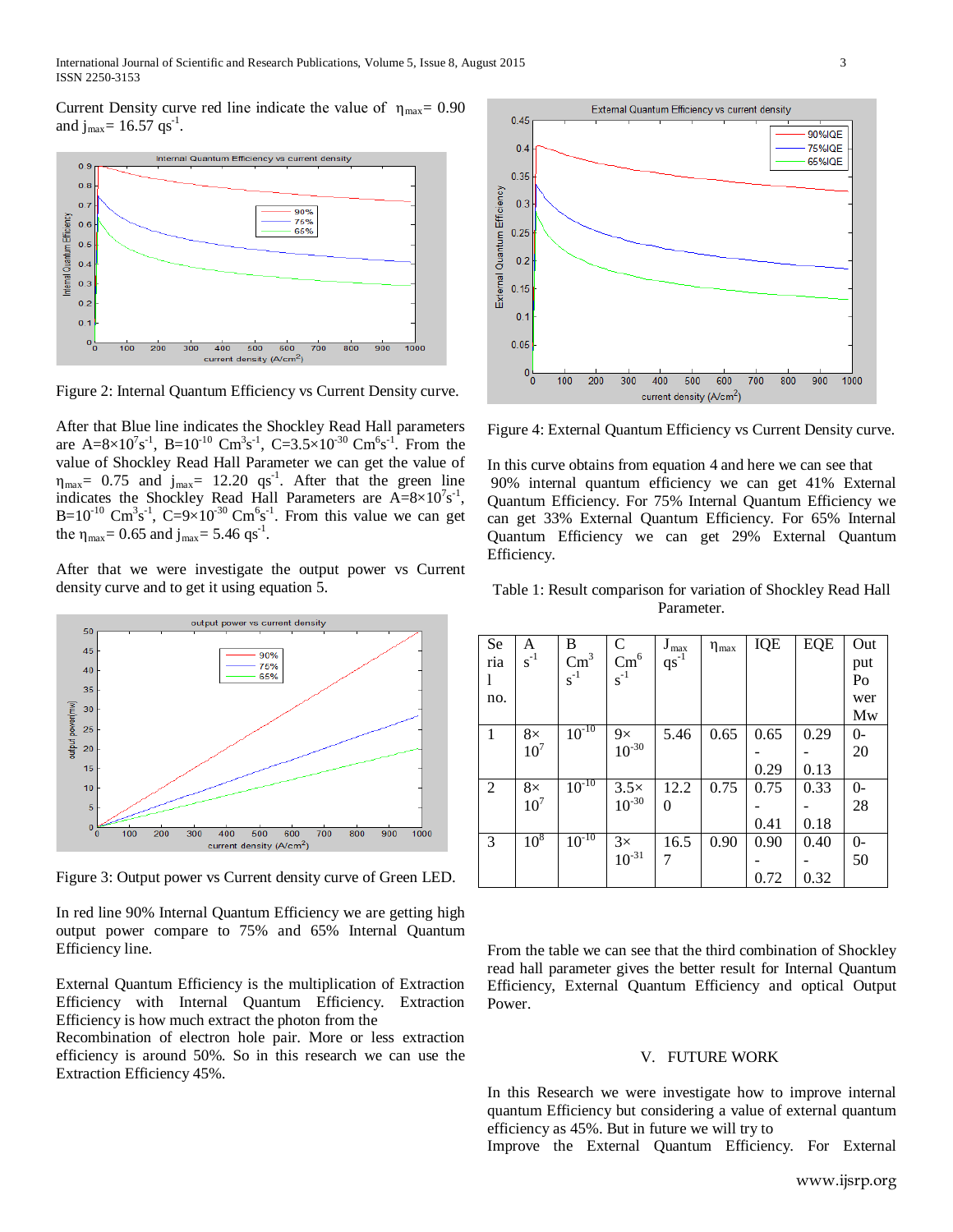Current Density curve red line indicate the value of $\eta_{max}$= 0.90 and $j_{max}$= 16.57 $qs^{-1}$.

Figure 2: Internal Quantum Efficiency vs Current Density curve.

After that Blue line indicates the Shockley Read Hall parameters are A=$8\times10^{7}s^{-1}$, B=$10^{-10}$ $Cm^{3}s^{-1}$, C=$3.5\times10^{-30}$ $Cm^{6}s^{-1}$. From the value of Shockley Read Hall Parameter we can get the value of $\eta_{max}$= 0.75 and $j_{max}$= 12.20 $qs^{-1}$. After that the green line indicates the Shockley Read Hall Parameters are A=$8\times10^{7}s^{-1}$, B=$10^{-10}$ $Cm^{3}s^{-1}$, C=$9\times10^{-30}$ $Cm^{6}s^{-1}$. From this value we can get the $\eta_{max}$= 0.65 and $j_{max}$= 5.46 $qs^{-1}$.

After that we were investigate the output power vs Current density curve and to get it using equation 5.

Figure 3: Output power vs Current density curve of Green LED.

In red line 90% Internal Quantum Efficiency we are getting high output power compare to 75% and 65% Internal Quantum Efficiency line.

External Quantum Efficiency is the multiplication of Extraction Efficiency with Internal Quantum Efficiency. Extraction Efficiency is how much extract the photon from the Recombination of electron hole pair. More or less extraction efficiency is around 50%. So in this research we can use the Extraction Efficiency 45%.

Figure 4: External Quantum Efficiency vs Current Density curve.

In this curve obtains from equation 4 and here we can see that 90% internal quantum efficiency we can get 41% External Quantum Efficiency. For 75% Internal Quantum Efficiency we can get 33% External Quantum Efficiency. For 65% Internal Quantum Efficiency we can get 29% External Quantum Efficiency.

Table 1: Result comparison for variation of Shockley Read Hall Parameter.

| Serial no. | A $s^{-1}$ | B $Cm^{3}s^{-1}$ | C $Cm^{6}s^{-1}$ | $J_{max}$ $qs^{-1}$ | $\eta_{max}$ | IQE | EQE | Output Power Mw |
|---|---|---|---|---|---|---|---|---|
| 1 | $8\times10^{7}$ | $10^{-10}$ | $9\times10^{-30}$ | 5.46 | 0.65 | 0.65 - 0.29 | 0.29 - 0.13 | 0-20 |
| 2 | $8\times10^{7}$ | $10^{-10}$ | $3.5\times10^{-30}$ | 12.20 | 0.75 | 0.75 - 0.41 | 0.33 - 0.18 | 0-28 |
| 3 | $10^{8}$ | $10^{-10}$ | $3\times10^{-31}$ | 16.57 | 0.90 | 0.90 - 0.72 | 0.40 - 0.32 | 0-50 |

From the table we can see that the third combination of Shockley read hall parameter gives the better result for Internal Quantum Efficiency, External Quantum Efficiency and optical Output Power.

## V. FUTURE WORK

In this Research we were investigate how to improve internal quantum Efficiency but considering a value of external quantum efficiency as 45%. But in future we will try to Improve the External Quantum Efficiency. For External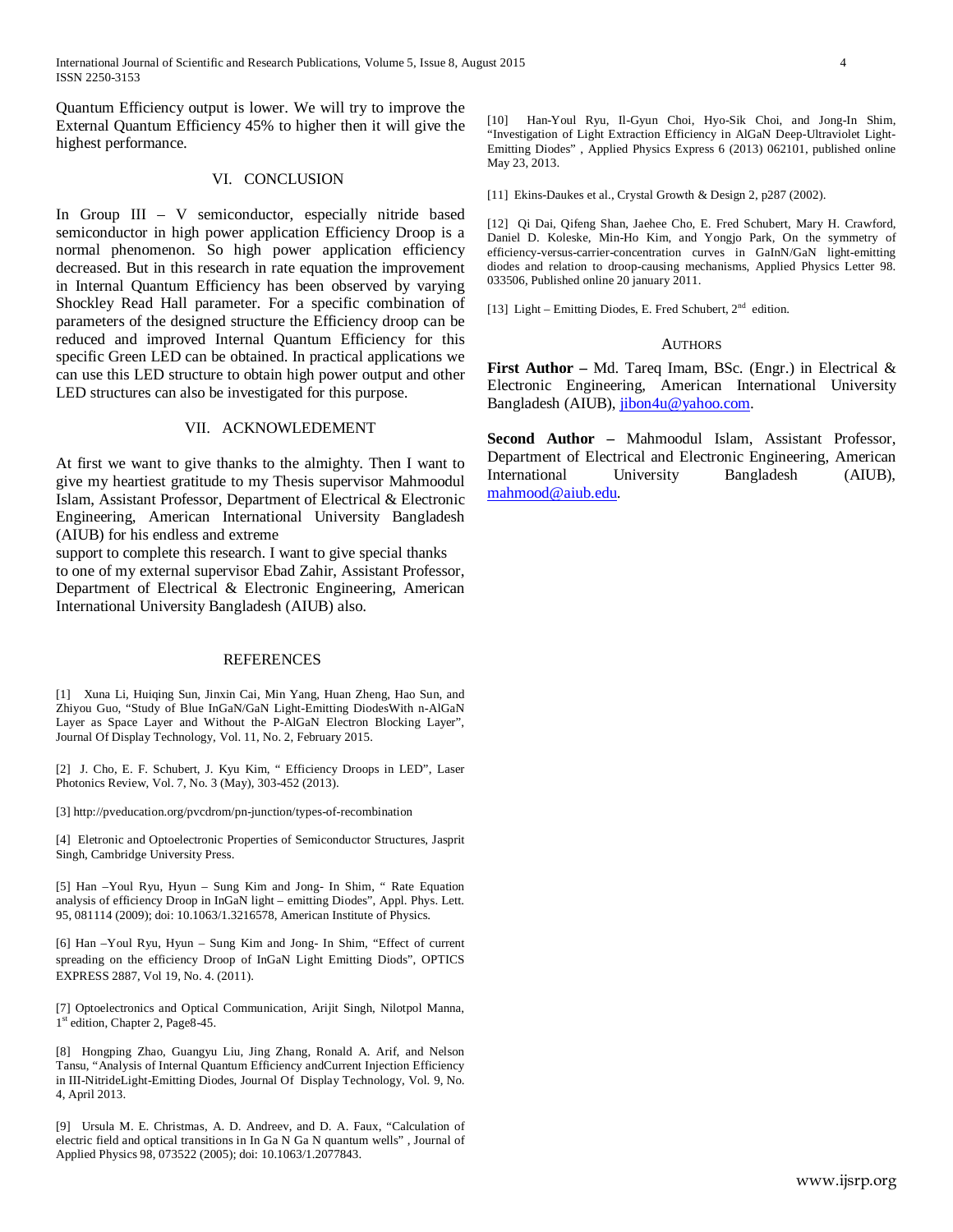Quantum Efficiency output is lower. We will try to improve the External Quantum Efficiency 45% to higher then it will give the highest performance.

## VI. CONCLUSION

In Group III – V semiconductor, especially nitride based semiconductor in high power application Efficiency Droop is a normal phenomenon. So high power application efficiency decreased. But in this research in rate equation the improvement in Internal Quantum Efficiency has been observed by varying Shockley Read Hall parameter. For a specific combination of parameters of the designed structure the Efficiency droop can be reduced and improved Internal Quantum Efficiency for this specific Green LED can be obtained. In practical applications we can use this LED structure to obtain high power output and other LED structures can also be investigated for this purpose.

## VII. ACKNOWLEDEMENT

At first we want to give thanks to the almighty. Then I want to give my heartiest gratitude to my Thesis supervisor Mahmoodul Islam, Assistant Professor, Department of Electrical & Electronic Engineering, American International University Bangladesh (AIUB) for his endless and extreme
support to complete this research. I want to give special thanks to one of my external supervisor Ebad Zahir, Assistant Professor, Department of Electrical & Electronic Engineering, American International University Bangladesh (AIUB) also.

## REFERENCES

[1] Xuna Li, Huiqing Sun, Jinxin Cai, Min Yang, Huan Zheng, Hao Sun, and Zhiyou Guo, "Study of Blue InGaN/GaN Light-Emitting DiodesWith n-AlGaN Layer as Space Layer and Without the P-AlGaN Electron Blocking Layer", Journal Of Display Technology, Vol. 11, No. 2, February 2015.

[2] J. Cho, E. F. Schubert, J. Kyu Kim, " Efficiency Droops in LED", Laser Photonics Review, Vol. 7, No. 3 (May), 303-452 (2013).

[3] http://pveducation.org/pvcdrom/pn-junction/types-of-recombination

[4] Eletronic and Optoelectronic Properties of Semiconductor Structures, Jasprit Singh, Cambridge University Press.

[5] Han –Youl Ryu, Hyun – Sung Kim and Jong- In Shim, " Rate Equation analysis of efficiency Droop in InGaN light – emitting Diodes", Appl. Phys. Lett. 95, 081114 (2009); doi: 10.1063/1.3216578, American Institute of Physics.

[6] Han –Youl Ryu, Hyun – Sung Kim and Jong- In Shim, "Effect of current spreading on the efficiency Droop of InGaN Light Emitting Diods", OPTICS EXPRESS 2887, Vol 19, No. 4. (2011).

[7] Optoelectronics and Optical Communication, Arijit Singh, Nilotpol Manna, 1st edition, Chapter 2, Page8-45.

[8] Hongping Zhao, Guangyu Liu, Jing Zhang, Ronald A. Arif, and Nelson Tansu, "Analysis of Internal Quantum Efficiency andCurrent Injection Efficiency in III-NitrideLight-Emitting Diodes, Journal Of Display Technology, Vol. 9, No. 4, April 2013.

[9] Ursula M. E. Christmas, A. D. Andreev, and D. A. Faux, "Calculation of electric field and optical transitions in In Ga N Ga N quantum wells" , Journal of Applied Physics 98, 073522 (2005); doi: 10.1063/1.2077843.

[10] Han-Youl Ryu, Il-Gyun Choi, Hyo-Sik Choi, and Jong-In Shim, "Investigation of Light Extraction Efficiency in AlGaN Deep-Ultraviolet Light-Emitting Diodes" , Applied Physics Express 6 (2013) 062101, published online May 23, 2013.

[11] Ekins-Daukes et al., Crystal Growth & Design 2, p287 (2002).

[12] Qi Dai, Qifeng Shan, Jaehee Cho, E. Fred Schubert, Mary H. Crawford, Daniel D. Koleske, Min-Ho Kim, and Yongjo Park, On the symmetry of efficiency-versus-carrier-concentration curves in GaInN/GaN light-emitting diodes and relation to droop-causing mechanisms, Applied Physics Letter 98. 033506, Published online 20 january 2011.

[13] Light – Emitting Diodes, E. Fred Schubert, 2nd edition.

## AUTHORS

**First Author –** Md. Tareq Imam, BSc. (Engr.) in Electrical & Electronic Engineering, American International University Bangladesh (AIUB), jibon4u@yahoo.com.

**Second Author –** Mahmoodul Islam, Assistant Professor, Department of Electrical and Electronic Engineering, American International University Bangladesh (AIUB), mahmood@aiub.edu.